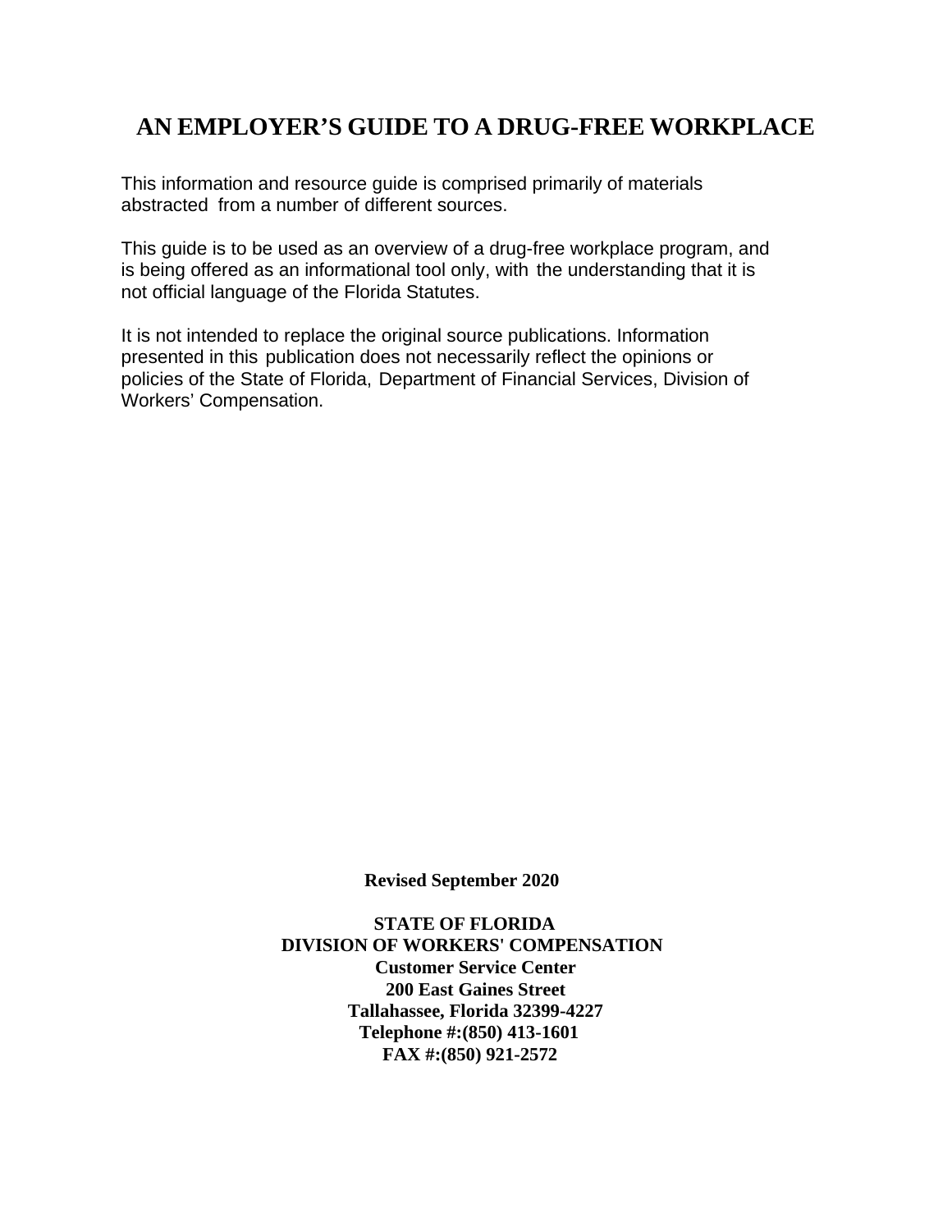# AN EMPLOYER'S GUIDE TO A DRUG-FREE WORKPLACE

This information and resource guide is comprised primarily of materials abstracted from a number of different sources.

This guide is to be used as an overview of a drug-free workplace program, and is being offered as an informational tool only, with the understanding that it is not official language of the Florida Statutes.

It is not intended to replace the original source publications. Information presented in this publication does not necessarily reflect the opinions or policies of the State of Florida, Department of Financial Services, Division of Workers' Compensation.

**Revised September 2020**

**STATE OF FLORIDA**
**DIVISION OF WORKERS' COMPENSATION**
**Customer Service Center**
**200 East Gaines Street**
**Tallahassee, Florida 32399-4227**
**Telephone #:(850) 413-1601**
**FAX #:(850) 921-2572**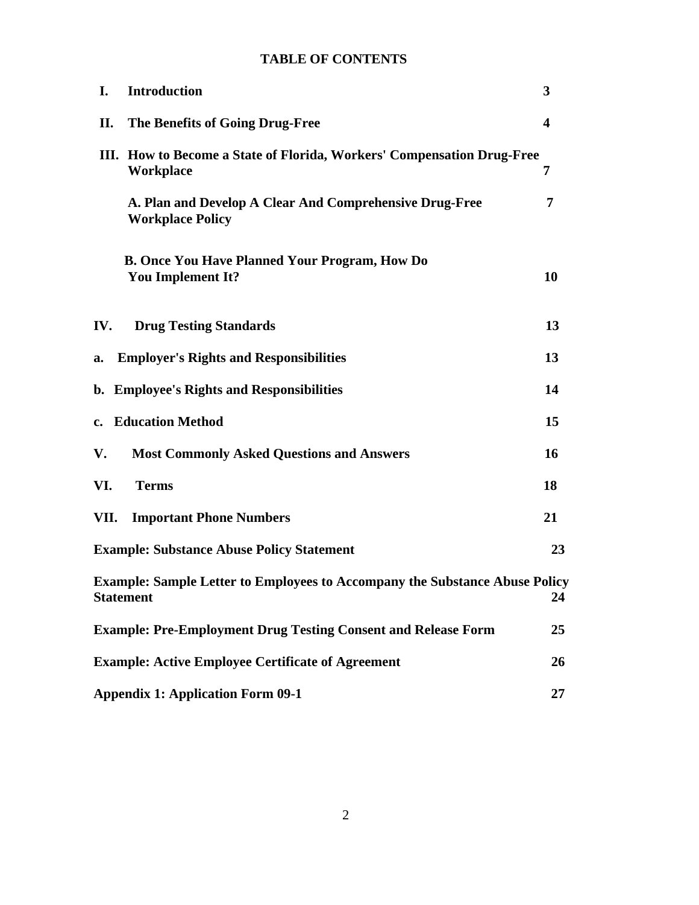# TABLE OF CONTENTS

| | | |
|---|---|---|
| **I.** | **Introduction** | **3** |
| **II.** | **The Benefits of Going Drug-Free** | **4** |
| **III.** | **How to Become a State of Florida, Workers' Compensation Drug-Free Workplace** | **7** |
| | **A. Plan and Develop A Clear And Comprehensive Drug-Free Workplace Policy** | **7** |
| | **B. Once You Have Planned Your Program, How Do You Implement It?** | **10** |
| **IV.** | **Drug Testing Standards** | **13** |
| **a.** | **Employer's Rights and Responsibilities** | **13** |
| **b.** | **Employee's Rights and Responsibilities** | **14** |
| **c.** | **Education Method** | **15** |
| **V.** | **Most Commonly Asked Questions and Answers** | **16** |
| **VI.** | **Terms** | **18** |
| **VII.** | **Important Phone Numbers** | **21** |
| | **Example: Substance Abuse Policy Statement** | **23** |
| | **Example: Sample Letter to Employees to Accompany the Substance Abuse Policy Statement** | **24** |
| | **Example: Pre-Employment Drug Testing Consent and Release Form** | **25** |
| | **Example: Active Employee Certificate of Agreement** | **26** |
| | **Appendix 1: Application Form 09-1** | **27** |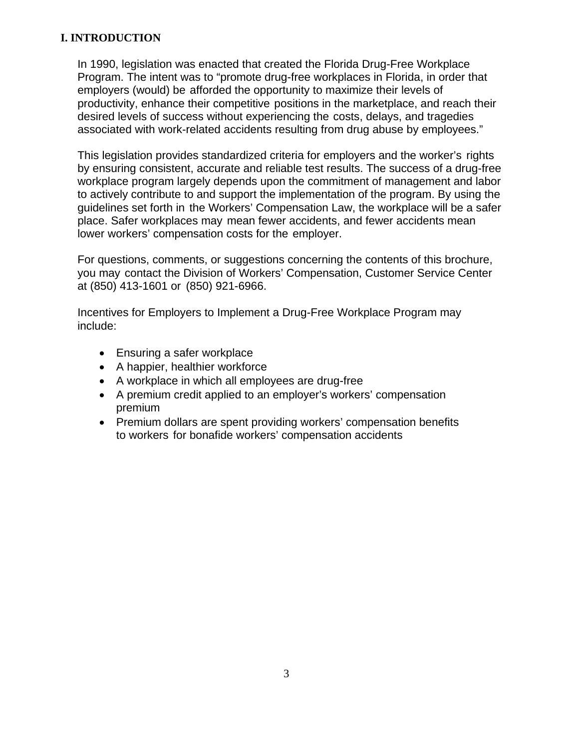# I. INTRODUCTION

In 1990, legislation was enacted that created the Florida Drug-Free Workplace Program. The intent was to "promote drug-free workplaces in Florida, in order that employers (would) be afforded the opportunity to maximize their levels of productivity, enhance their competitive positions in the marketplace, and reach their desired levels of success without experiencing the costs, delays, and tragedies associated with work-related accidents resulting from drug abuse by employees."

This legislation provides standardized criteria for employers and the worker's rights by ensuring consistent, accurate and reliable test results. The success of a drug-free workplace program largely depends upon the commitment of management and labor to actively contribute to and support the implementation of the program. By using the guidelines set forth in the Workers' Compensation Law, the workplace will be a safer place. Safer workplaces may mean fewer accidents, and fewer accidents mean lower workers' compensation costs for the employer.

For questions, comments, or suggestions concerning the contents of this brochure, you may contact the Division of Workers' Compensation, Customer Service Center at (850) 413-1601 or (850) 921-6966.

Incentives for Employers to Implement a Drug-Free Workplace Program may include:

- Ensuring a safer workplace
- A happier, healthier workforce
- A workplace in which all employees are drug-free
- A premium credit applied to an employer's workers' compensation premium
- Premium dollars are spent providing workers' compensation benefits to workers for bonafide workers' compensation accidents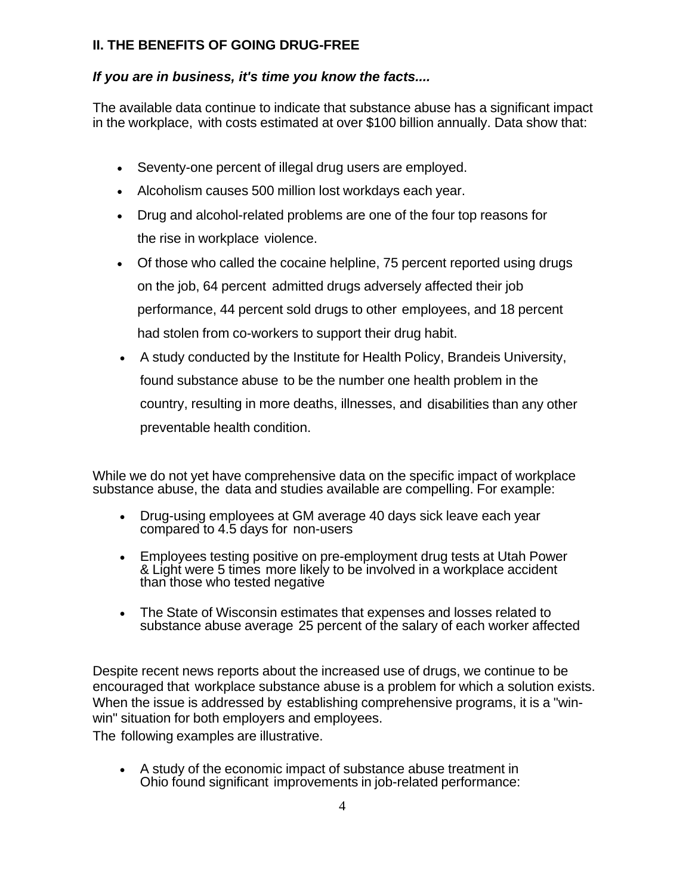## II. THE BENEFITS OF GOING DRUG-FREE

***If you are in business, it's time you know the facts....***

The available data continue to indicate that substance abuse has a significant impact in the workplace, with costs estimated at over $100 billion annually. Data show that:

- Seventy-one percent of illegal drug users are employed.
- Alcoholism causes 500 million lost workdays each year.
- Drug and alcohol-related problems are one of the four top reasons for the rise in workplace violence.
- Of those who called the cocaine helpline, 75 percent reported using drugs on the job, 64 percent admitted drugs adversely affected their job performance, 44 percent sold drugs to other employees, and 18 percent had stolen from co-workers to support their drug habit.
- A study conducted by the Institute for Health Policy, Brandeis University, found substance abuse to be the number one health problem in the country, resulting in more deaths, illnesses, and disabilities than any other preventable health condition.

While we do not yet have comprehensive data on the specific impact of workplace substance abuse, the data and studies available are compelling. For example:

- Drug-using employees at GM average 40 days sick leave each year compared to 4.5 days for non-users
- Employees testing positive on pre-employment drug tests at Utah Power & Light were 5 times more likely to be involved in a workplace accident than those who tested negative
- The State of Wisconsin estimates that expenses and losses related to substance abuse average 25 percent of the salary of each worker affected

Despite recent news reports about the increased use of drugs, we continue to be encouraged that workplace substance abuse is a problem for which a solution exists. When the issue is addressed by establishing comprehensive programs, it is a "win-win" situation for both employers and employees.
The following examples are illustrative.

- A study of the economic impact of substance abuse treatment in Ohio found significant improvements in job-related performance: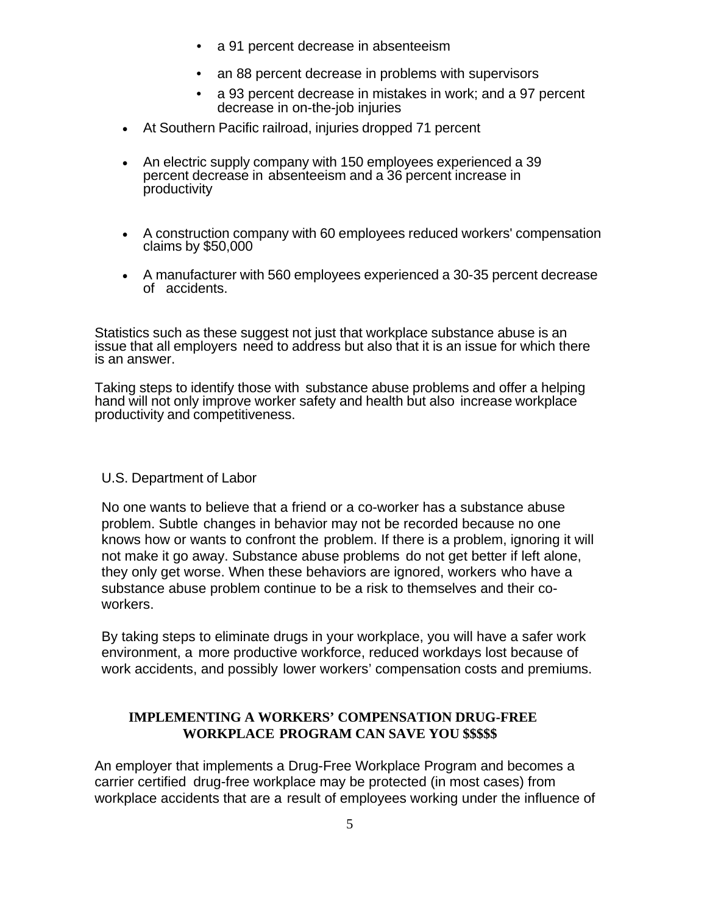- a 91 percent decrease in absenteeism
- an 88 percent decrease in problems with supervisors
- a 93 percent decrease in mistakes in work; and a 97 percent decrease in on-the-job injuries

- At Southern Pacific railroad, injuries dropped 71 percent
- An electric supply company with 150 employees experienced a 39 percent decrease in absenteeism and a 36 percent increase in productivity
- A construction company with 60 employees reduced workers' compensation claims by $50,000
- A manufacturer with 560 employees experienced a 30-35 percent decrease of accidents.

Statistics such as these suggest not just that workplace substance abuse is an issue that all employers need to address but also that it is an issue for which there is an answer.

Taking steps to identify those with substance abuse problems and offer a helping hand will not only improve worker safety and health but also increase workplace productivity and competitiveness.

U.S. Department of Labor

No one wants to believe that a friend or a co-worker has a substance abuse problem. Subtle changes in behavior may not be recorded because no one knows how or wants to confront the problem. If there is a problem, ignoring it will not make it go away. Substance abuse problems do not get better if left alone, they only get worse. When these behaviors are ignored, workers who have a substance abuse problem continue to be a risk to themselves and their co-workers.

By taking steps to eliminate drugs in your workplace, you will have a safer work environment, a more productive workforce, reduced workdays lost because of work accidents, and possibly lower workers' compensation costs and premiums.

## IMPLEMENTING A WORKERS' COMPENSATION DRUG-FREE WORKPLACE PROGRAM CAN SAVE YOU $$$$$

An employer that implements a Drug-Free Workplace Program and becomes a carrier certified drug-free workplace may be protected (in most cases) from workplace accidents that are a result of employees working under the influence of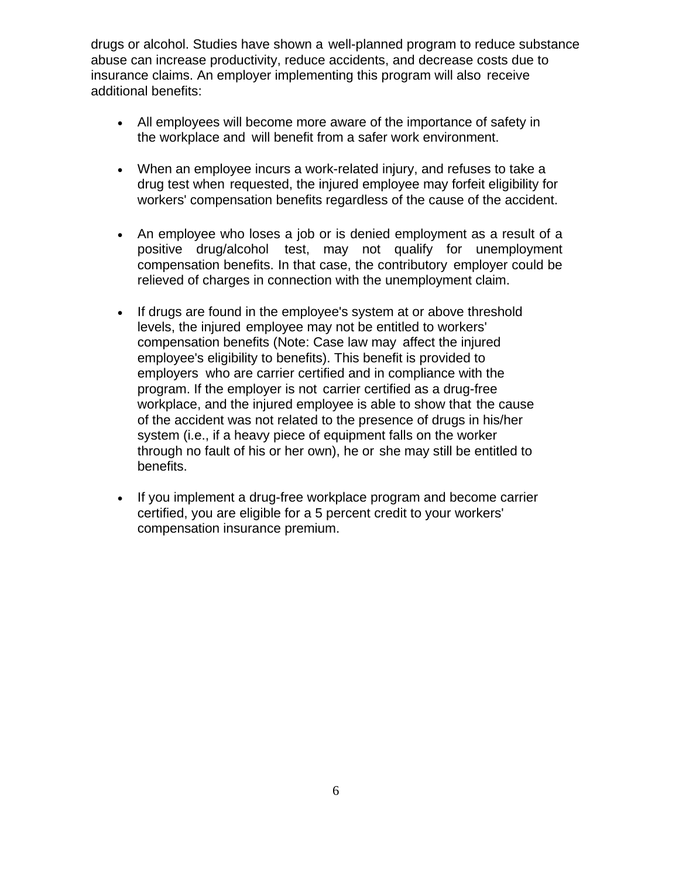drugs or alcohol. Studies have shown a well-planned program to reduce substance abuse can increase productivity, reduce accidents, and decrease costs due to insurance claims. An employer implementing this program will also receive additional benefits:

- All employees will become more aware of the importance of safety in the workplace and will benefit from a safer work environment.

- When an employee incurs a work-related injury, and refuses to take a drug test when requested, the injured employee may forfeit eligibility for workers' compensation benefits regardless of the cause of the accident.

- An employee who loses a job or is denied employment as a result of a positive drug/alcohol test, may not qualify for unemployment compensation benefits. In that case, the contributory employer could be relieved of charges in connection with the unemployment claim.

- If drugs are found in the employee's system at or above threshold levels, the injured employee may not be entitled to workers' compensation benefits (Note: Case law may affect the injured employee's eligibility to benefits). This benefit is provided to employers who are carrier certified and in compliance with the program. If the employer is not carrier certified as a drug-free workplace, and the injured employee is able to show that the cause of the accident was not related to the presence of drugs in his/her system (i.e., if a heavy piece of equipment falls on the worker through no fault of his or her own), he or she may still be entitled to benefits.

- If you implement a drug-free workplace program and become carrier certified, you are eligible for a 5 percent credit to your workers' compensation insurance premium.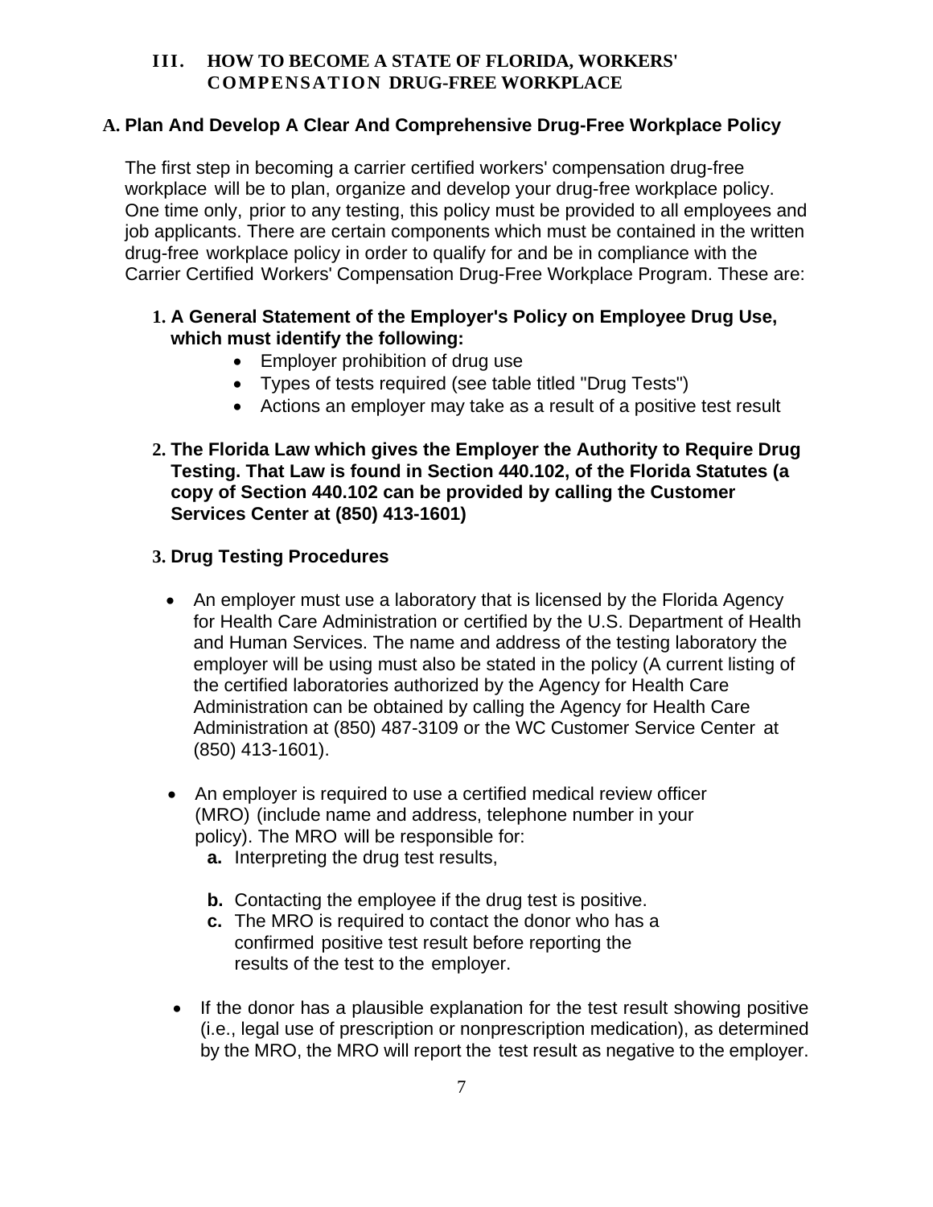## III. HOW TO BECOME A STATE OF FLORIDA, WORKERS' COMPENSATION DRUG-FREE WORKPLACE

### A. Plan And Develop A Clear And Comprehensive Drug-Free Workplace Policy

The first step in becoming a carrier certified workers' compensation drug-free workplace will be to plan, organize and develop your drug-free workplace policy. One time only, prior to any testing, this policy must be provided to all employees and job applicants. There are certain components which must be contained in the written drug-free workplace policy in order to qualify for and be in compliance with the Carrier Certified Workers' Compensation Drug-Free Workplace Program. These are:

1. **A General Statement of the Employer's Policy on Employee Drug Use, which must identify the following:**
   - Employer prohibition of drug use
   - Types of tests required (see table titled "Drug Tests")
   - Actions an employer may take as a result of a positive test result

2. **The Florida Law which gives the Employer the Authority to Require Drug Testing. That Law is found in Section 440.102, of the Florida Statutes (a copy of Section 440.102 can be provided by calling the Customer Services Center at (850) 413-1601)**

3. **Drug Testing Procedures**

   - An employer must use a laboratory that is licensed by the Florida Agency for Health Care Administration or certified by the U.S. Department of Health and Human Services. The name and address of the testing laboratory the employer will be using must also be stated in the policy (A current listing of the certified laboratories authorized by the Agency for Health Care Administration can be obtained by calling the Agency for Health Care Administration at (850) 487-3109 or the WC Customer Service Center at (850) 413-1601).

   - An employer is required to use a certified medical review officer (MRO) (include name and address, telephone number in your policy). The MRO will be responsible for:
     - **a.** Interpreting the drug test results,
     - **b.** Contacting the employee if the drug test is positive.
     - **c.** The MRO is required to contact the donor who has a confirmed positive test result before reporting the results of the test to the employer.

   - If the donor has a plausible explanation for the test result showing positive (i.e., legal use of prescription or nonprescription medication), as determined by the MRO, the MRO will report the test result as negative to the employer.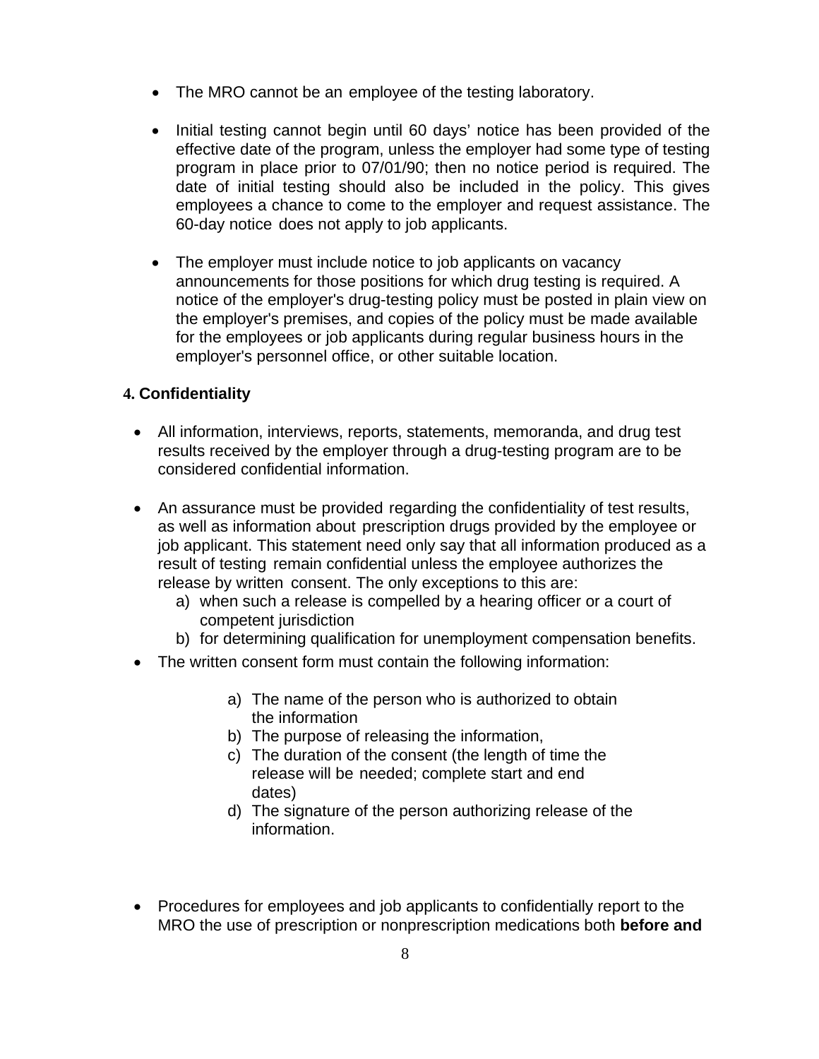- The MRO cannot be an employee of the testing laboratory.

- Initial testing cannot begin until 60 days' notice has been provided of the effective date of the program, unless the employer had some type of testing program in place prior to 07/01/90; then no notice period is required. The date of initial testing should also be included in the policy. This gives employees a chance to come to the employer and request assistance. The 60-day notice does not apply to job applicants.

- The employer must include notice to job applicants on vacancy announcements for those positions for which drug testing is required. A notice of the employer's drug-testing policy must be posted in plain view on the employer's premises, and copies of the policy must be made available for the employees or job applicants during regular business hours in the employer's personnel office, or other suitable location.

### 4. Confidentiality

- All information, interviews, reports, statements, memoranda, and drug test results received by the employer through a drug-testing program are to be considered confidential information.

- An assurance must be provided regarding the confidentiality of test results, as well as information about prescription drugs provided by the employee or job applicant. This statement need only say that all information produced as a result of testing remain confidential unless the employee authorizes the release by written consent. The only exceptions to this are:
  a) when such a release is compelled by a hearing officer or a court of competent jurisdiction
  b) for determining qualification for unemployment compensation benefits.
- The written consent form must contain the following information:
  a) The name of the person who is authorized to obtain the information
  b) The purpose of releasing the information,
  c) The duration of the consent (the length of time the release will be needed; complete start and end dates)
  d) The signature of the person authorizing release of the information.

- Procedures for employees and job applicants to confidentially report to the MRO the use of prescription or nonprescription medications both **before and**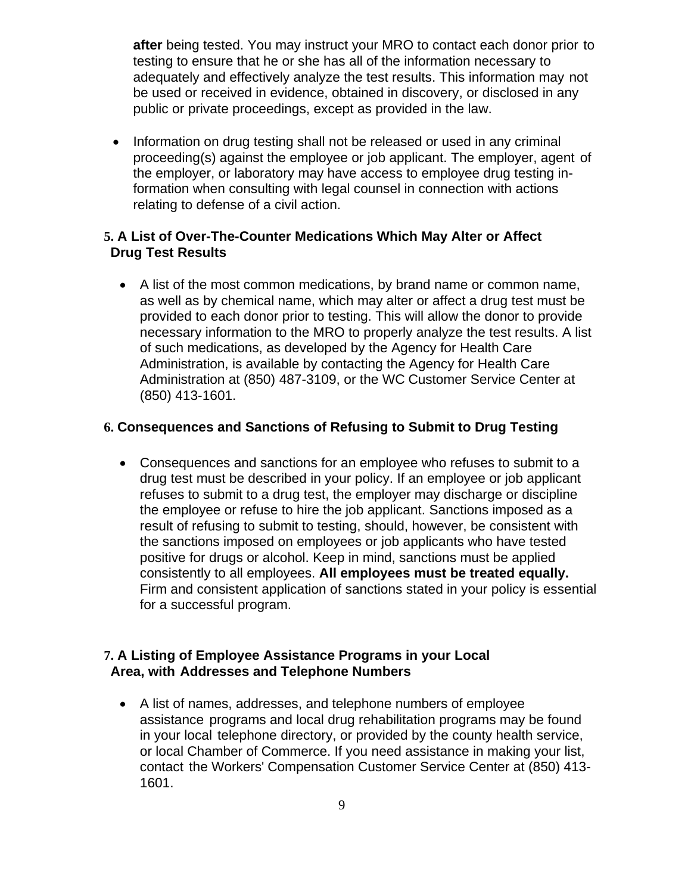**after** being tested. You may instruct your MRO to contact each donor prior to testing to ensure that he or she has all of the information necessary to adequately and effectively analyze the test results. This information may not be used or received in evidence, obtained in discovery, or disclosed in any public or private proceedings, except as provided in the law.

- Information on drug testing shall not be released or used in any criminal proceeding(s) against the employee or job applicant. The employer, agent of the employer, or laboratory may have access to employee drug testing information when consulting with legal counsel in connection with actions relating to defense of a civil action.

### 5. A List of Over-The-Counter Medications Which May Alter or Affect Drug Test Results

- A list of the most common medications, by brand name or common name, as well as by chemical name, which may alter or affect a drug test must be provided to each donor prior to testing. This will allow the donor to provide necessary information to the MRO to properly analyze the test results. A list of such medications, as developed by the Agency for Health Care Administration, is available by contacting the Agency for Health Care Administration at (850) 487-3109, or the WC Customer Service Center at (850) 413-1601.

### 6. Consequences and Sanctions of Refusing to Submit to Drug Testing

- Consequences and sanctions for an employee who refuses to submit to a drug test must be described in your policy. If an employee or job applicant refuses to submit to a drug test, the employer may discharge or discipline the employee or refuse to hire the job applicant. Sanctions imposed as a result of refusing to submit to testing, should, however, be consistent with the sanctions imposed on employees or job applicants who have tested positive for drugs or alcohol. Keep in mind, sanctions must be applied consistently to all employees. **All employees must be treated equally.** Firm and consistent application of sanctions stated in your policy is essential for a successful program.

### 7. A Listing of Employee Assistance Programs in your Local Area, with Addresses and Telephone Numbers

- A list of names, addresses, and telephone numbers of employee assistance programs and local drug rehabilitation programs may be found in your local telephone directory, or provided by the county health service, or local Chamber of Commerce. If you need assistance in making your list, contact the Workers' Compensation Customer Service Center at (850) 413-1601.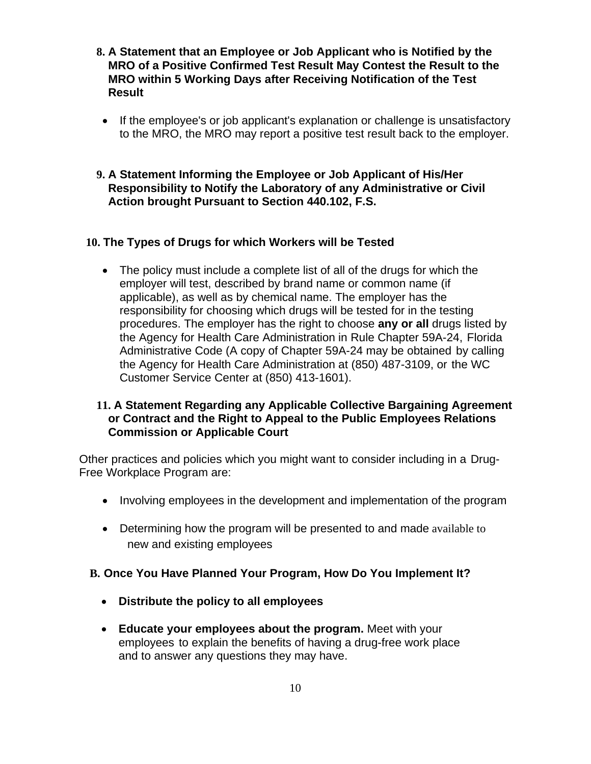8. **A Statement that an Employee or Job Applicant who is Notified by the MRO of a Positive Confirmed Test Result May Contest the Result to the MRO within 5 Working Days after Receiving Notification of the Test Result**

   - If the employee's or job applicant's explanation or challenge is unsatisfactory to the MRO, the MRO may report a positive test result back to the employer.

9. **A Statement Informing the Employee or Job Applicant of His/Her Responsibility to Notify the Laboratory of any Administrative or Civil Action brought Pursuant to Section 440.102, F.S.**

10. **The Types of Drugs for which Workers will be Tested**

    - The policy must include a complete list of all of the drugs for which the employer will test, described by brand name or common name (if applicable), as well as by chemical name. The employer has the responsibility for choosing which drugs will be tested for in the testing procedures. The employer has the right to choose **any or all** drugs listed by the Agency for Health Care Administration in Rule Chapter 59A-24, Florida Administrative Code (A copy of Chapter 59A-24 may be obtained by calling the Agency for Health Care Administration at (850) 487-3109, or the WC Customer Service Center at (850) 413-1601).

11. **A Statement Regarding any Applicable Collective Bargaining Agreement or Contract and the Right to Appeal to the Public Employees Relations Commission or Applicable Court**

Other practices and policies which you might want to consider including in a Drug-Free Workplace Program are:

- Involving employees in the development and implementation of the program
- Determining how the program will be presented to and made available to new and existing employees

## B. Once You Have Planned Your Program, How Do You Implement It?

- **Distribute the policy to all employees**
- **Educate your employees about the program.** Meet with your employees to explain the benefits of having a drug-free work place and to answer any questions they may have.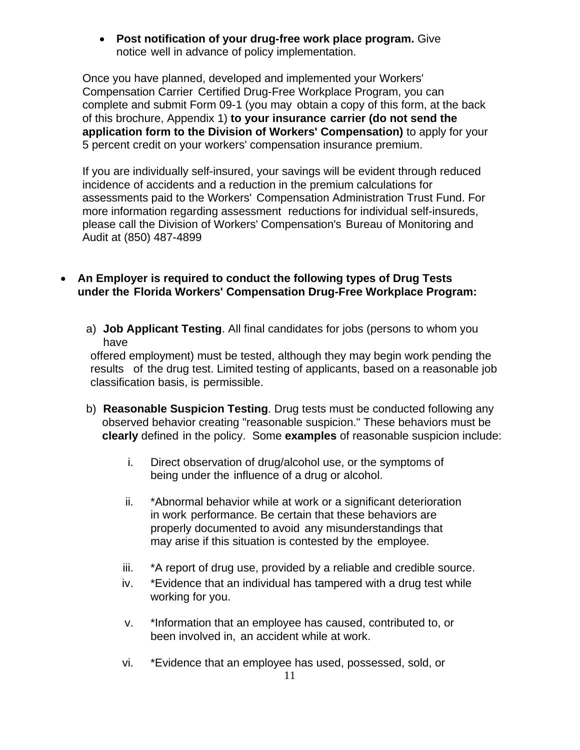- **Post notification of your drug-free work place program.** Give notice well in advance of policy implementation.

Once you have planned, developed and implemented your Workers' Compensation Carrier Certified Drug-Free Workplace Program, you can complete and submit Form 09-1 (you may obtain a copy of this form, at the back of this brochure, Appendix 1) **to your insurance carrier (do not send the application form to the Division of Workers' Compensation)** to apply for your 5 percent credit on your workers' compensation insurance premium.

If you are individually self-insured, your savings will be evident through reduced incidence of accidents and a reduction in the premium calculations for assessments paid to the Workers' Compensation Administration Trust Fund. For more information regarding assessment reductions for individual self-insureds, please call the Division of Workers' Compensation's Bureau of Monitoring and Audit at (850) 487-4899

- **An Employer is required to conduct the following types of Drug Tests under the Florida Workers' Compensation Drug-Free Workplace Program:**

a) **Job Applicant Testing**. All final candidates for jobs (persons to whom you have offered employment) must be tested, although they may begin work pending the results of the drug test. Limited testing of applicants, based on a reasonable job classification basis, is permissible.

b) **Reasonable Suspicion Testing**. Drug tests must be conducted following any observed behavior creating "reasonable suspicion." These behaviors must be **clearly** defined in the policy. Some **examples** of reasonable suspicion include:

i. Direct observation of drug/alcohol use, or the symptoms of being under the influence of a drug or alcohol.

ii. *Abnormal behavior while at work or a significant deterioration in work performance. Be certain that these behaviors are properly documented to avoid any misunderstandings that may arise if this situation is contested by the employee.

iii. *A report of drug use, provided by a reliable and credible source.

iv. *Evidence that an individual has tampered with a drug test while working for you.

v. *Information that an employee has caused, contributed to, or been involved in, an accident while at work.

vi. *Evidence that an employee has used, possessed, sold, or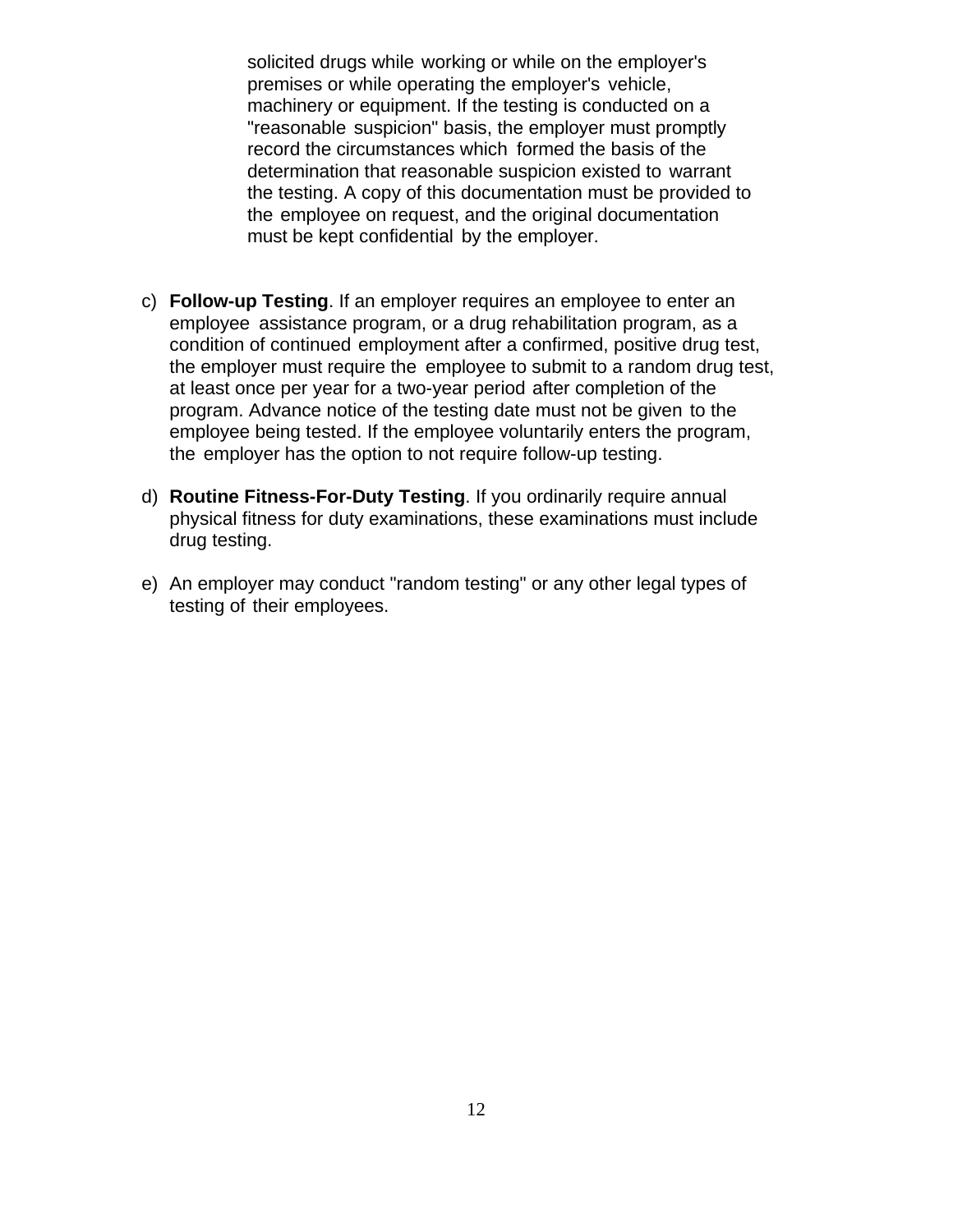solicited drugs while working or while on the employer's premises or while operating the employer's vehicle, machinery or equipment. If the testing is conducted on a "reasonable suspicion" basis, the employer must promptly record the circumstances which formed the basis of the determination that reasonable suspicion existed to warrant the testing. A copy of this documentation must be provided to the employee on request, and the original documentation must be kept confidential by the employer.

c) **Follow-up Testing**. If an employer requires an employee to enter an employee assistance program, or a drug rehabilitation program, as a condition of continued employment after a confirmed, positive drug test, the employer must require the employee to submit to a random drug test, at least once per year for a two-year period after completion of the program. Advance notice of the testing date must not be given to the employee being tested. If the employee voluntarily enters the program, the employer has the option to not require follow-up testing.

d) **Routine Fitness-For-Duty Testing**. If you ordinarily require annual physical fitness for duty examinations, these examinations must include drug testing.

e) An employer may conduct "random testing" or any other legal types of testing of their employees.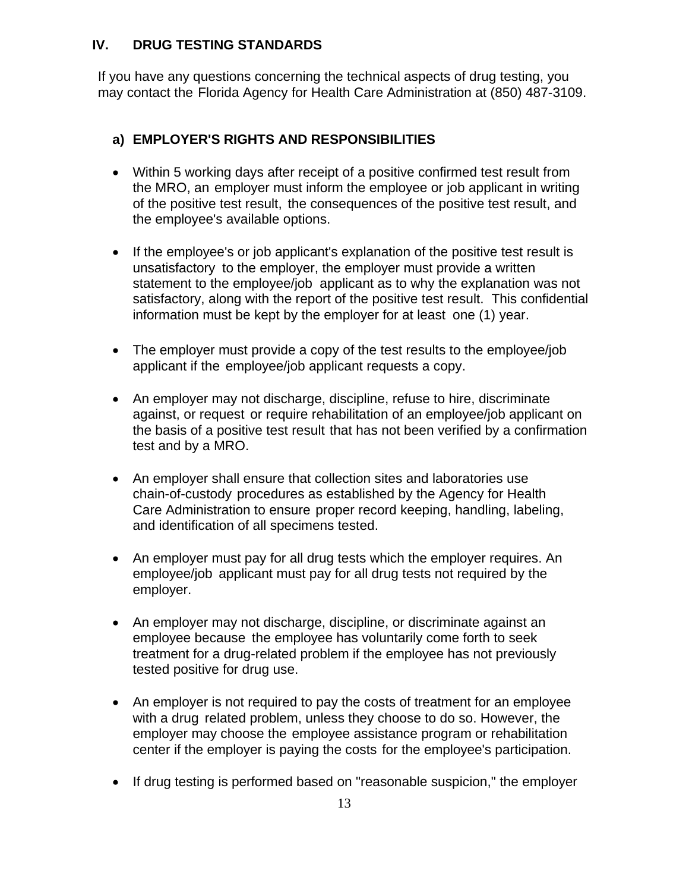## IV. DRUG TESTING STANDARDS

If you have any questions concerning the technical aspects of drug testing, you may contact the Florida Agency for Health Care Administration at (850) 487-3109.

### a) EMPLOYER'S RIGHTS AND RESPONSIBILITIES

- Within 5 working days after receipt of a positive confirmed test result from the MRO, an employer must inform the employee or job applicant in writing of the positive test result, the consequences of the positive test result, and the employee's available options.

- If the employee's or job applicant's explanation of the positive test result is unsatisfactory to the employer, the employer must provide a written statement to the employee/job applicant as to why the explanation was not satisfactory, along with the report of the positive test result. This confidential information must be kept by the employer for at least one (1) year.

- The employer must provide a copy of the test results to the employee/job applicant if the employee/job applicant requests a copy.

- An employer may not discharge, discipline, refuse to hire, discriminate against, or request or require rehabilitation of an employee/job applicant on the basis of a positive test result that has not been verified by a confirmation test and by a MRO.

- An employer shall ensure that collection sites and laboratories use chain-of-custody procedures as established by the Agency for Health Care Administration to ensure proper record keeping, handling, labeling, and identification of all specimens tested.

- An employer must pay for all drug tests which the employer requires. An employee/job applicant must pay for all drug tests not required by the employer.

- An employer may not discharge, discipline, or discriminate against an employee because the employee has voluntarily come forth to seek treatment for a drug-related problem if the employee has not previously tested positive for drug use.

- An employer is not required to pay the costs of treatment for an employee with a drug related problem, unless they choose to do so. However, the employer may choose the employee assistance program or rehabilitation center if the employer is paying the costs for the employee's participation.

- If drug testing is performed based on "reasonable suspicion," the employer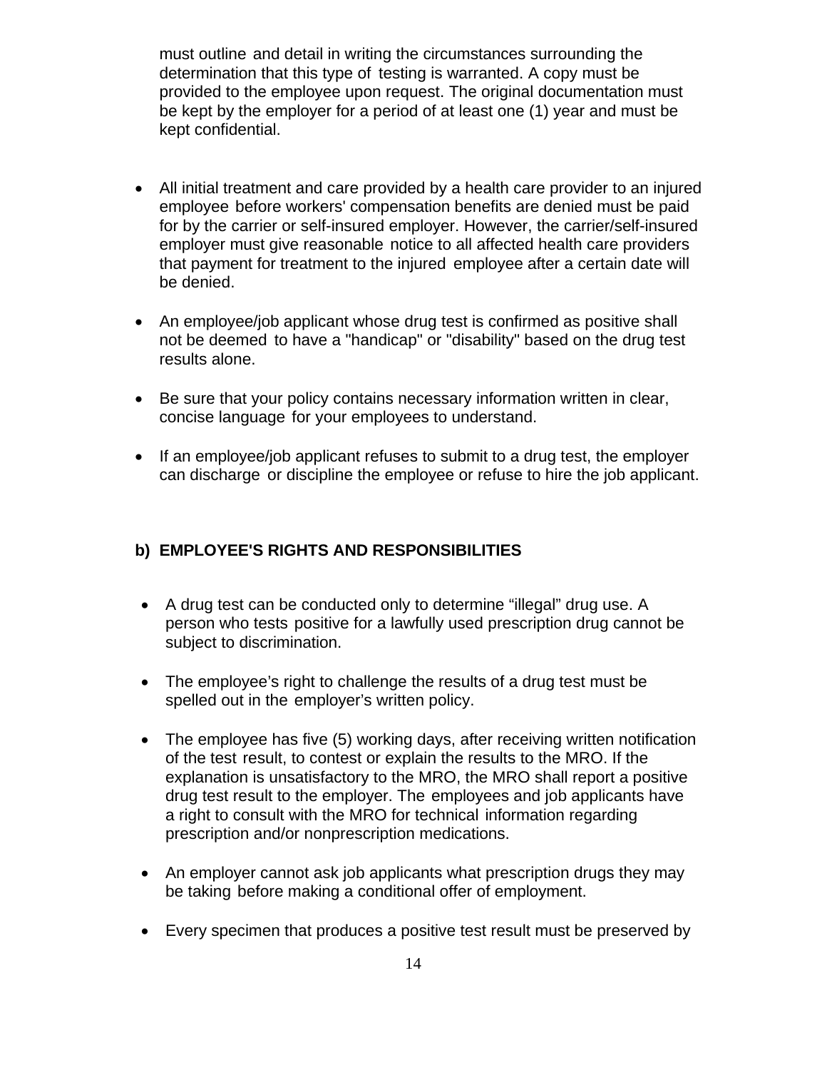must outline and detail in writing the circumstances surrounding the determination that this type of testing is warranted. A copy must be provided to the employee upon request. The original documentation must be kept by the employer for a period of at least one (1) year and must be kept confidential.

- All initial treatment and care provided by a health care provider to an injured employee before workers' compensation benefits are denied must be paid for by the carrier or self-insured employer. However, the carrier/self-insured employer must give reasonable notice to all affected health care providers that payment for treatment to the injured employee after a certain date will be denied.
- An employee/job applicant whose drug test is confirmed as positive shall not be deemed to have a "handicap" or "disability" based on the drug test results alone.
- Be sure that your policy contains necessary information written in clear, concise language for your employees to understand.
- If an employee/job applicant refuses to submit to a drug test, the employer can discharge or discipline the employee or refuse to hire the job applicant.

**b) EMPLOYEE'S RIGHTS AND RESPONSIBILITIES**

- A drug test can be conducted only to determine “illegal” drug use. A person who tests positive for a lawfully used prescription drug cannot be subject to discrimination.
- The employee’s right to challenge the results of a drug test must be spelled out in the employer’s written policy.
- The employee has five (5) working days, after receiving written notification of the test result, to contest or explain the results to the MRO. If the explanation is unsatisfactory to the MRO, the MRO shall report a positive drug test result to the employer. The employees and job applicants have a right to consult with the MRO for technical information regarding prescription and/or nonprescription medications.
- An employer cannot ask job applicants what prescription drugs they may be taking before making a conditional offer of employment.
- Every specimen that produces a positive test result must be preserved by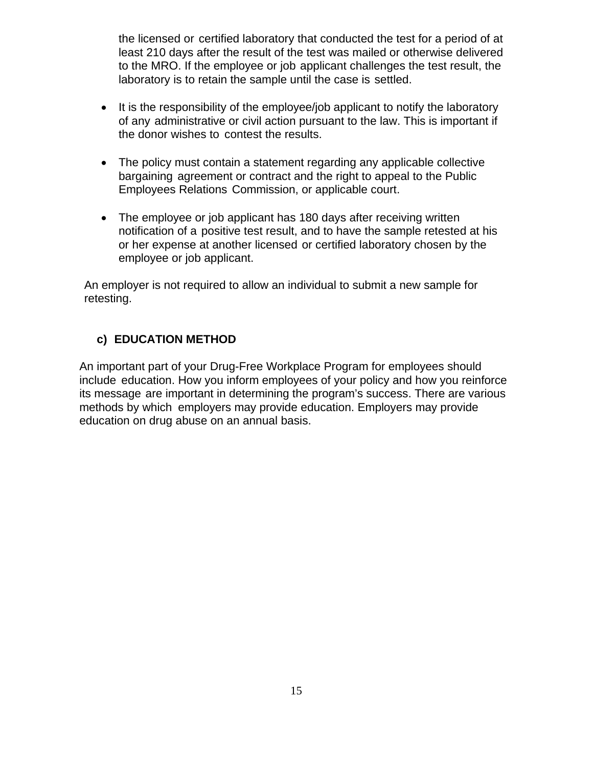the licensed or certified laboratory that conducted the test for a period of at least 210 days after the result of the test was mailed or otherwise delivered to the MRO. If the employee or job applicant challenges the test result, the laboratory is to retain the sample until the case is settled.

- It is the responsibility of the employee/job applicant to notify the laboratory of any administrative or civil action pursuant to the law. This is important if the donor wishes to contest the results.
- The policy must contain a statement regarding any applicable collective bargaining agreement or contract and the right to appeal to the Public Employees Relations Commission, or applicable court.
- The employee or job applicant has 180 days after receiving written notification of a positive test result, and to have the sample retested at his or her expense at another licensed or certified laboratory chosen by the employee or job applicant.

An employer is not required to allow an individual to submit a new sample for retesting.

### c) EDUCATION METHOD

An important part of your Drug-Free Workplace Program for employees should include education. How you inform employees of your policy and how you reinforce its message are important in determining the program's success. There are various methods by which employers may provide education. Employers may provide education on drug abuse on an annual basis.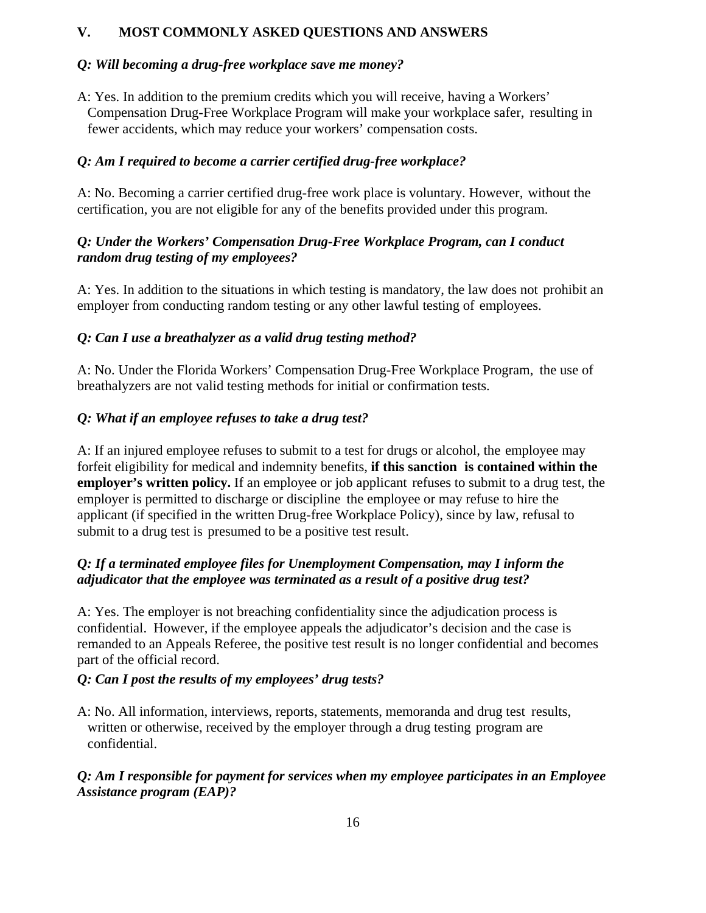## V. MOST COMMONLY ASKED QUESTIONS AND ANSWERS

***Q: Will becoming a drug-free workplace save me money?***

A: Yes. In addition to the premium credits which you will receive, having a Workers' Compensation Drug-Free Workplace Program will make your workplace safer, resulting in fewer accidents, which may reduce your workers' compensation costs.

***Q: Am I required to become a carrier certified drug-free workplace?***

A: No. Becoming a carrier certified drug-free work place is voluntary. However, without the certification, you are not eligible for any of the benefits provided under this program.

***Q: Under the Workers' Compensation Drug-Free Workplace Program, can I conduct random drug testing of my employees?***

A: Yes. In addition to the situations in which testing is mandatory, the law does not prohibit an employer from conducting random testing or any other lawful testing of employees.

***Q: Can I use a breathalyzer as a valid drug testing method?***

A: No. Under the Florida Workers' Compensation Drug-Free Workplace Program, the use of breathalyzers are not valid testing methods for initial or confirmation tests.

***Q: What if an employee refuses to take a drug test?***

A: If an injured employee refuses to submit to a test for drugs or alcohol, the employee may forfeit eligibility for medical and indemnity benefits, **if this sanction is contained within the employer's written policy.** If an employee or job applicant refuses to submit to a drug test, the employer is permitted to discharge or discipline the employee or may refuse to hire the applicant (if specified in the written Drug-free Workplace Policy), since by law, refusal to submit to a drug test is presumed to be a positive test result.

***Q: If a terminated employee files for Unemployment Compensation, may I inform the adjudicator that the employee was terminated as a result of a positive drug test?***

A: Yes. The employer is not breaching confidentiality since the adjudication process is confidential. However, if the employee appeals the adjudicator's decision and the case is remanded to an Appeals Referee, the positive test result is no longer confidential and becomes part of the official record.

***Q: Can I post the results of my employees' drug tests?***

A: No. All information, interviews, reports, statements, memoranda and drug test results, written or otherwise, received by the employer through a drug testing program are confidential.

***Q: Am I responsible for payment for services when my employee participates in an Employee Assistance program (EAP)?***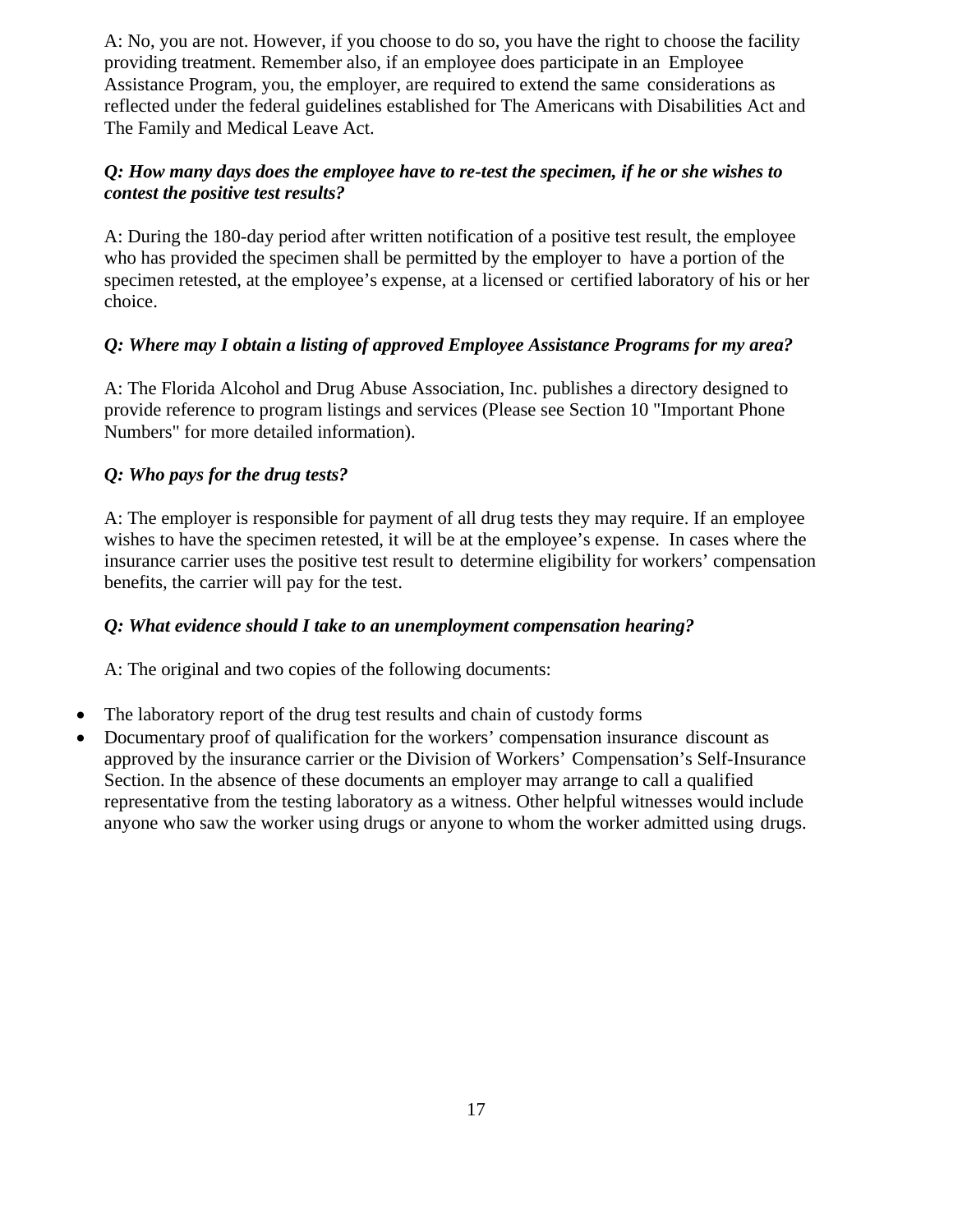A: No, you are not. However, if you choose to do so, you have the right to choose the facility providing treatment. Remember also, if an employee does participate in an Employee Assistance Program, you, the employer, are required to extend the same considerations as reflected under the federal guidelines established for The Americans with Disabilities Act and The Family and Medical Leave Act.

***Q: How many days does the employee have to re-test the specimen, if he or she wishes to contest the positive test results?***

A: During the 180-day period after written notification of a positive test result, the employee who has provided the specimen shall be permitted by the employer to have a portion of the specimen retested, at the employee's expense, at a licensed or certified laboratory of his or her choice.

***Q: Where may I obtain a listing of approved Employee Assistance Programs for my area?***

A: The Florida Alcohol and Drug Abuse Association, Inc. publishes a directory designed to provide reference to program listings and services (Please see Section 10 "Important Phone Numbers" for more detailed information).

***Q: Who pays for the drug tests?***

A: The employer is responsible for payment of all drug tests they may require. If an employee wishes to have the specimen retested, it will be at the employee's expense. In cases where the insurance carrier uses the positive test result to determine eligibility for workers' compensation benefits, the carrier will pay for the test.

***Q: What evidence should I take to an unemployment compensation hearing?***

A: The original and two copies of the following documents:

- The laboratory report of the drug test results and chain of custody forms
- Documentary proof of qualification for the workers' compensation insurance discount as approved by the insurance carrier or the Division of Workers' Compensation's Self-Insurance Section. In the absence of these documents an employer may arrange to call a qualified representative from the testing laboratory as a witness. Other helpful witnesses would include anyone who saw the worker using drugs or anyone to whom the worker admitted using drugs.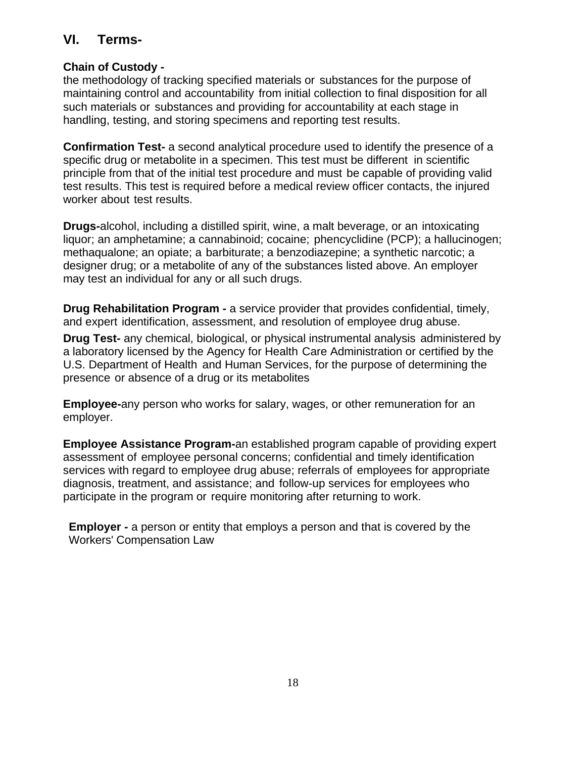## VI. Terms-

**Chain of Custody -**
the methodology of tracking specified materials or substances for the purpose of maintaining control and accountability from initial collection to final disposition for all such materials or substances and providing for accountability at each stage in handling, testing, and storing specimens and reporting test results.

**Confirmation Test-** a second analytical procedure used to identify the presence of a specific drug or metabolite in a specimen. This test must be different in scientific principle from that of the initial test procedure and must be capable of providing valid test results. This test is required before a medical review officer contacts, the injured worker about test results.

**Drugs-**alcohol, including a distilled spirit, wine, a malt beverage, or an intoxicating liquor; an amphetamine; a cannabinoid; cocaine; phencyclidine (PCP); a hallucinogen; methaqualone; an opiate; a barbiturate; a benzodiazepine; a synthetic narcotic; a designer drug; or a metabolite of any of the substances listed above. An employer may test an individual for any or all such drugs.

**Drug Rehabilitation Program -** a service provider that provides confidential, timely, and expert identification, assessment, and resolution of employee drug abuse.

**Drug Test-** any chemical, biological, or physical instrumental analysis administered by a laboratory licensed by the Agency for Health Care Administration or certified by the U.S. Department of Health and Human Services, for the purpose of determining the presence or absence of a drug or its metabolites

**Employee-**any person who works for salary, wages, or other remuneration for an employer.

**Employee Assistance Program-**an established program capable of providing expert assessment of employee personal concerns; confidential and timely identification services with regard to employee drug abuse; referrals of employees for appropriate diagnosis, treatment, and assistance; and follow-up services for employees who participate in the program or require monitoring after returning to work.

**Employer -** a person or entity that employs a person and that is covered by the Workers' Compensation Law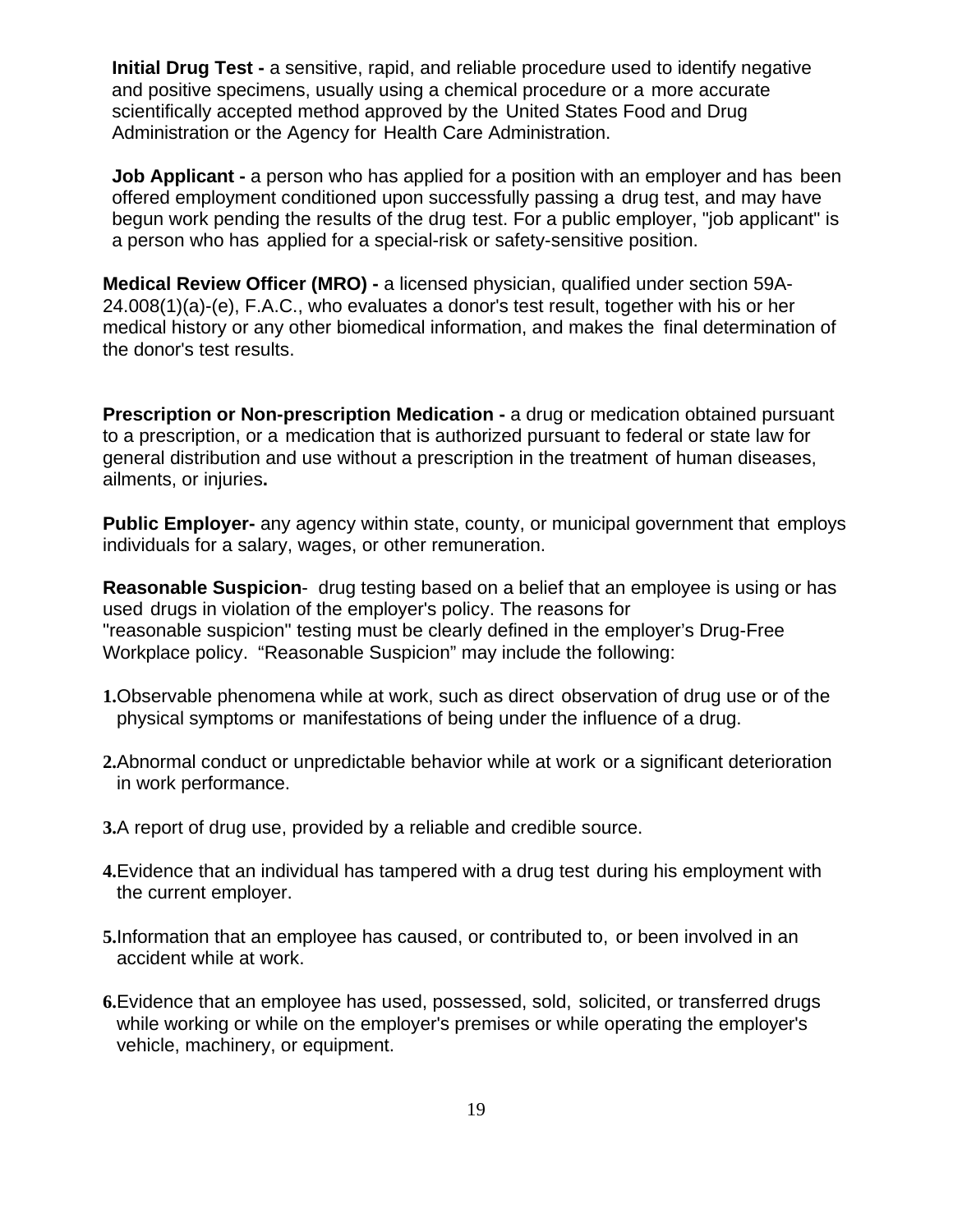**Initial Drug Test -** a sensitive, rapid, and reliable procedure used to identify negative and positive specimens, usually using a chemical procedure or a more accurate scientifically accepted method approved by the United States Food and Drug Administration or the Agency for Health Care Administration.

**Job Applicant -** a person who has applied for a position with an employer and has been offered employment conditioned upon successfully passing a drug test, and may have begun work pending the results of the drug test. For a public employer, "job applicant" is a person who has applied for a special-risk or safety-sensitive position.

**Medical Review Officer (MRO) -** a licensed physician, qualified under section 59A-24.008(1)(a)-(e), F.A.C., who evaluates a donor's test result, together with his or her medical history or any other biomedical information, and makes the final determination of the donor's test results.

**Prescription or Non-prescription Medication -** a drug or medication obtained pursuant to a prescription, or a medication that is authorized pursuant to federal or state law for general distribution and use without a prescription in the treatment of human diseases, ailments, or injuries**.**

**Public Employer-** any agency within state, county, or municipal government that employs individuals for a salary, wages, or other remuneration.

**Reasonable Suspicion**- drug testing based on a belief that an employee is using or has used drugs in violation of the employer's policy. The reasons for "reasonable suspicion" testing must be clearly defined in the employer's Drug-Free Workplace policy. "Reasonable Suspicion" may include the following:

1. Observable phenomena while at work, such as direct observation of drug use or of the physical symptoms or manifestations of being under the influence of a drug.
2. Abnormal conduct or unpredictable behavior while at work or a significant deterioration in work performance.
3. A report of drug use, provided by a reliable and credible source.
4. Evidence that an individual has tampered with a drug test during his employment with the current employer.
5. Information that an employee has caused, or contributed to, or been involved in an accident while at work.
6. Evidence that an employee has used, possessed, sold, solicited, or transferred drugs while working or while on the employer's premises or while operating the employer's vehicle, machinery, or equipment.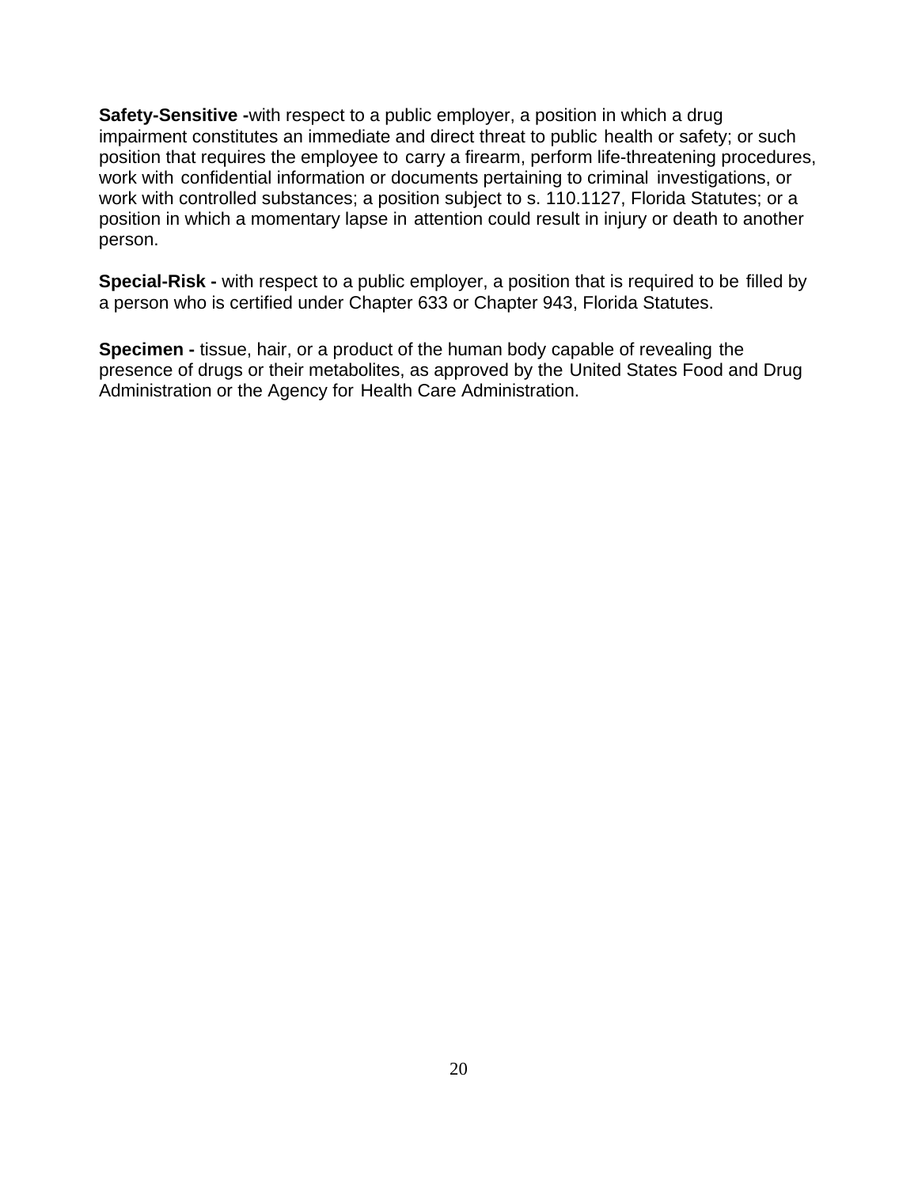**Safety-Sensitive -**with respect to a public employer, a position in which a drug impairment constitutes an immediate and direct threat to public health or safety; or such position that requires the employee to carry a firearm, perform life-threatening procedures, work with confidential information or documents pertaining to criminal investigations, or work with controlled substances; a position subject to s. 110.1127, Florida Statutes; or a position in which a momentary lapse in attention could result in injury or death to another person.

**Special-Risk -** with respect to a public employer, a position that is required to be filled by a person who is certified under Chapter 633 or Chapter 943, Florida Statutes.

**Specimen -** tissue, hair, or a product of the human body capable of revealing the presence of drugs or their metabolites, as approved by the United States Food and Drug Administration or the Agency for Health Care Administration.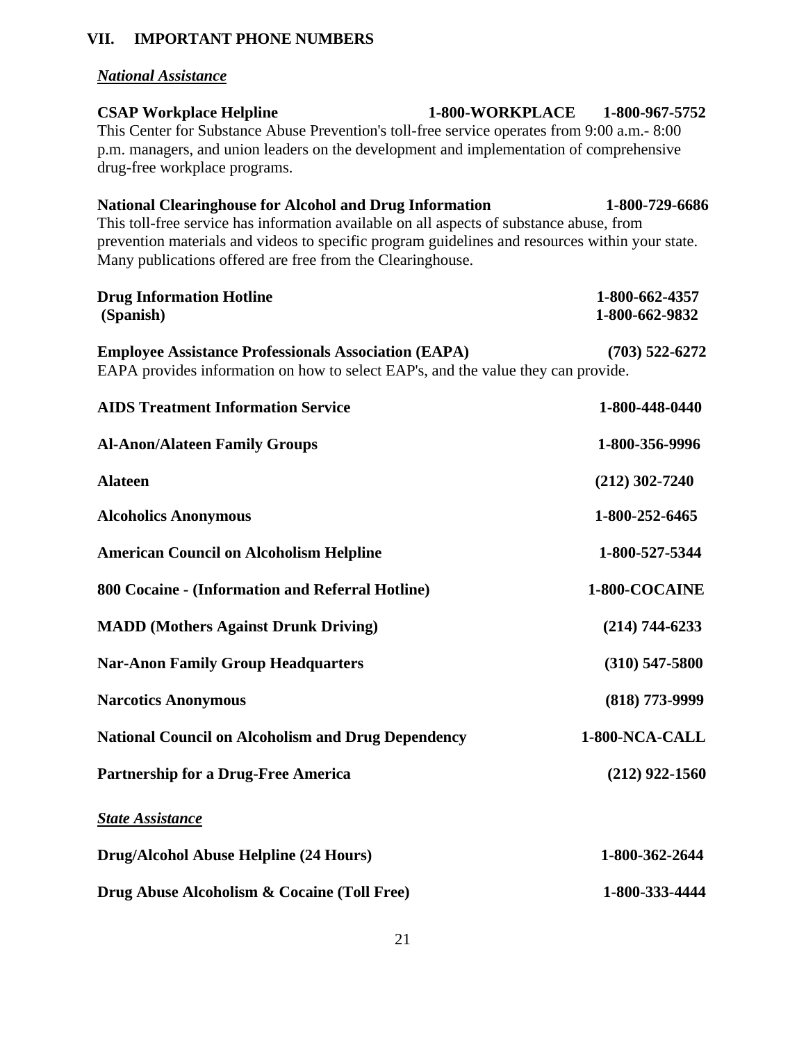## VII. IMPORTANT PHONE NUMBERS

### *National Assistance*

**CSAP Workplace Helpline** **1-800-WORKPLACE 1-800-967-5752**
This Center for Substance Abuse Prevention's toll-free service operates from 9:00 a.m.- 8:00 p.m. managers, and union leaders on the development and implementation of comprehensive drug-free workplace programs.

**National Clearinghouse for Alcohol and Drug Information** **1-800-729-6686**
This toll-free service has information available on all aspects of substance abuse, from prevention materials and videos to specific program guidelines and resources within your state. Many publications offered are free from the Clearinghouse.

**Drug Information Hotline** **1-800-662-4357**
**(Spanish)** **1-800-662-9832**

**Employee Assistance Professionals Association (EAPA)** **(703) 522-6272**
EAPA provides information on how to select EAP's, and the value they can provide.

**AIDS Treatment Information Service** **1-800-448-0440**

**Al-Anon/Alateen Family Groups** **1-800-356-9996**

**Alateen** **(212) 302-7240**

**Alcoholics Anonymous** **1-800-252-6465**

**American Council on Alcoholism Helpline** **1-800-527-5344**

**800 Cocaine - (Information and Referral Hotline)** **1-800-COCAINE**

**MADD (Mothers Against Drunk Driving)** **(214) 744-6233**

**Nar-Anon Family Group Headquarters** **(310) 547-5800**

**Narcotics Anonymous** **(818) 773-9999**

**National Council on Alcoholism and Drug Dependency** **1-800-NCA-CALL**

**Partnership for a Drug-Free America** **(212) 922-1560**

### *State Assistance*

**Drug/Alcohol Abuse Helpline (24 Hours)** **1-800-362-2644**

**Drug Abuse Alcoholism & Cocaine (Toll Free)** **1-800-333-4444**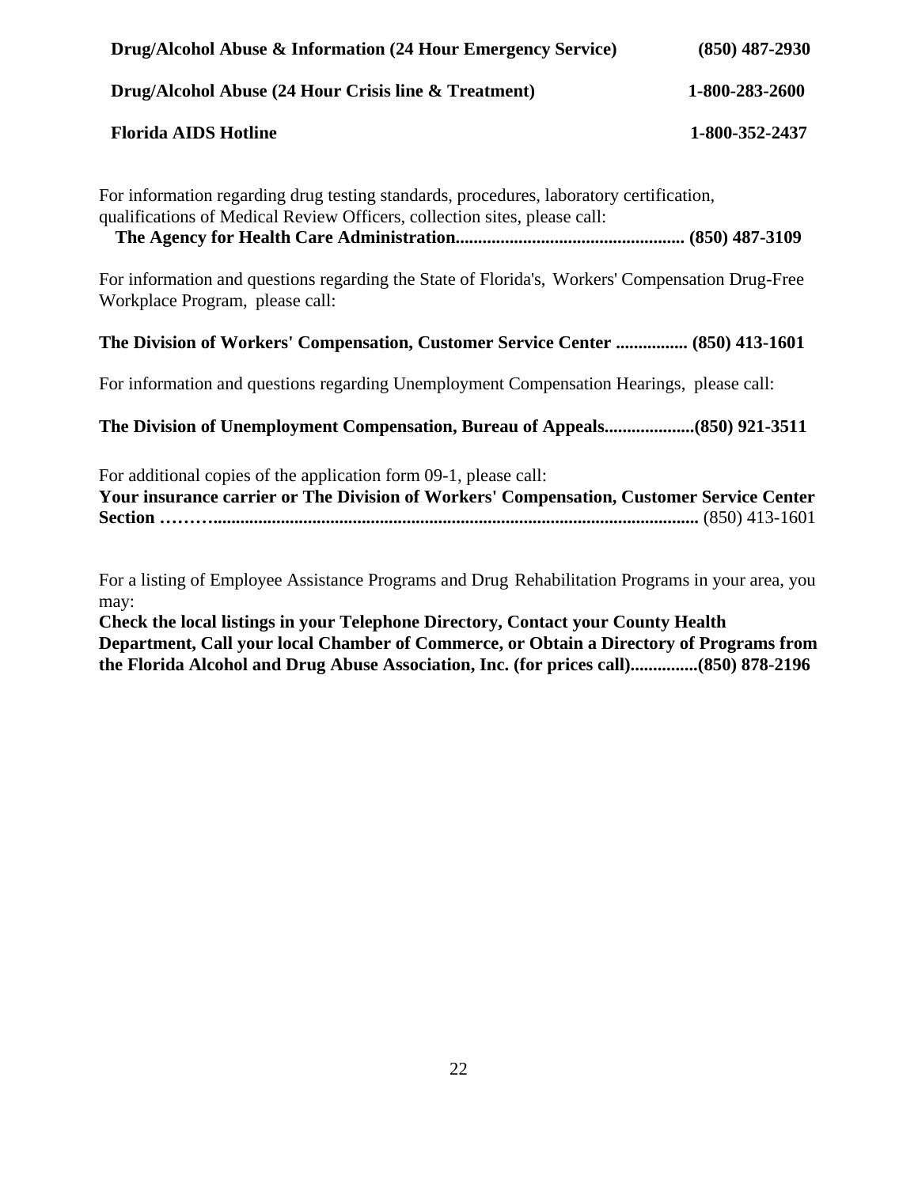**Drug/Alcohol Abuse & Information (24 Hour Emergency Service)** **(850) 487-2930**

**Drug/Alcohol Abuse (24 Hour Crisis line & Treatment)** **1-800-283-2600**

**Florida AIDS Hotline** **1-800-352-2437**

For information regarding drug testing standards, procedures, laboratory certification, qualifications of Medical Review Officers, collection sites, please call:
**The Agency for Health Care Administration.................................................. (850) 487-3109**

For information and questions regarding the State of Florida's, Workers' Compensation Drug-Free Workplace Program, please call:

**The Division of Workers' Compensation, Customer Service Center ................ (850) 413-1601**

For information and questions regarding Unemployment Compensation Hearings, please call:

**The Division of Unemployment Compensation, Bureau of Appeals...................(850) 921-3511**

For additional copies of the application form 09-1, please call:
**Your insurance carrier or The Division of Workers' Compensation, Customer Service Center Section ………..........................................................................................................** (850) 413-1601

For a listing of Employee Assistance Programs and Drug Rehabilitation Programs in your area, you may:
**Check the local listings in your Telephone Directory, Contact your County Health Department, Call your local Chamber of Commerce, or Obtain a Directory of Programs from the Florida Alcohol and Drug Abuse Association, Inc. (for prices call)..............(850) 878-2196**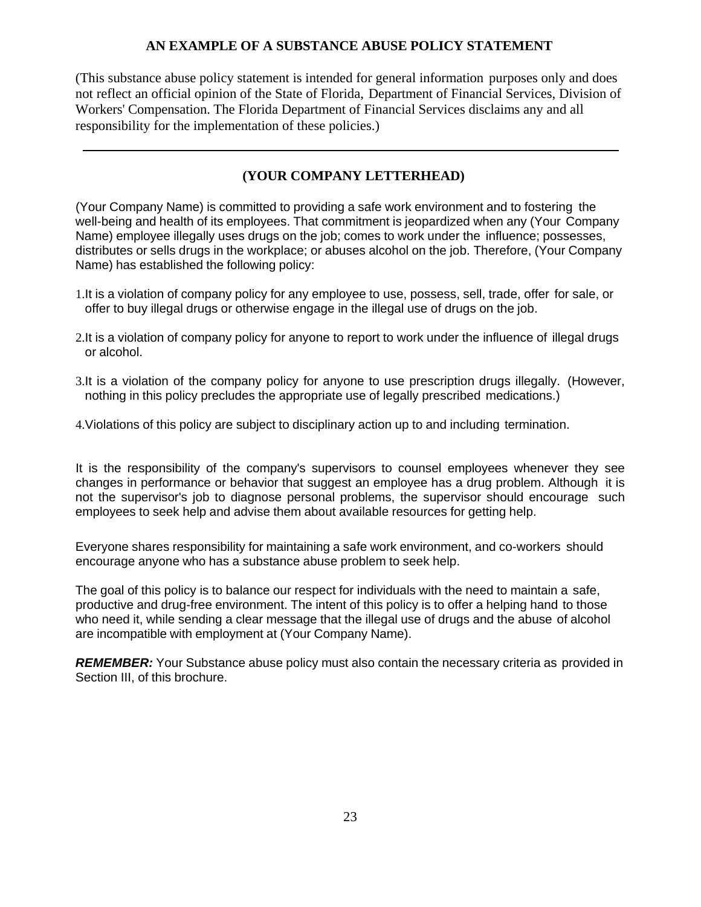## AN EXAMPLE OF A SUBSTANCE ABUSE POLICY STATEMENT

(This substance abuse policy statement is intended for general information purposes only and does not reflect an official opinion of the State of Florida, Department of Financial Services, Division of Workers' Compensation. The Florida Department of Financial Services disclaims any and all responsibility for the implementation of these policies.)

---

### (YOUR COMPANY LETTERHEAD)

(Your Company Name) is committed to providing a safe work environment and to fostering the well-being and health of its employees. That commitment is jeopardized when any (Your Company Name) employee illegally uses drugs on the job; comes to work under the influence; possesses, distributes or sells drugs in the workplace; or abuses alcohol on the job. Therefore, (Your Company Name) has established the following policy:

1. It is a violation of company policy for any employee to use, possess, sell, trade, offer for sale, or offer to buy illegal drugs or otherwise engage in the illegal use of drugs on the job.

2. It is a violation of company policy for anyone to report to work under the influence of illegal drugs or alcohol.

3. It is a violation of the company policy for anyone to use prescription drugs illegally. (However, nothing in this policy precludes the appropriate use of legally prescribed medications.)

4. Violations of this policy are subject to disciplinary action up to and including termination.

It is the responsibility of the company's supervisors to counsel employees whenever they see changes in performance or behavior that suggest an employee has a drug problem. Although it is not the supervisor's job to diagnose personal problems, the supervisor should encourage such employees to seek help and advise them about available resources for getting help.

Everyone shares responsibility for maintaining a safe work environment, and co-workers should encourage anyone who has a substance abuse problem to seek help.

The goal of this policy is to balance our respect for individuals with the need to maintain a safe, productive and drug-free environment. The intent of this policy is to offer a helping hand to those who need it, while sending a clear message that the illegal use of drugs and the abuse of alcohol are incompatible with employment at (Your Company Name).

***REMEMBER:*** Your Substance abuse policy must also contain the necessary criteria as provided in Section III, of this brochure.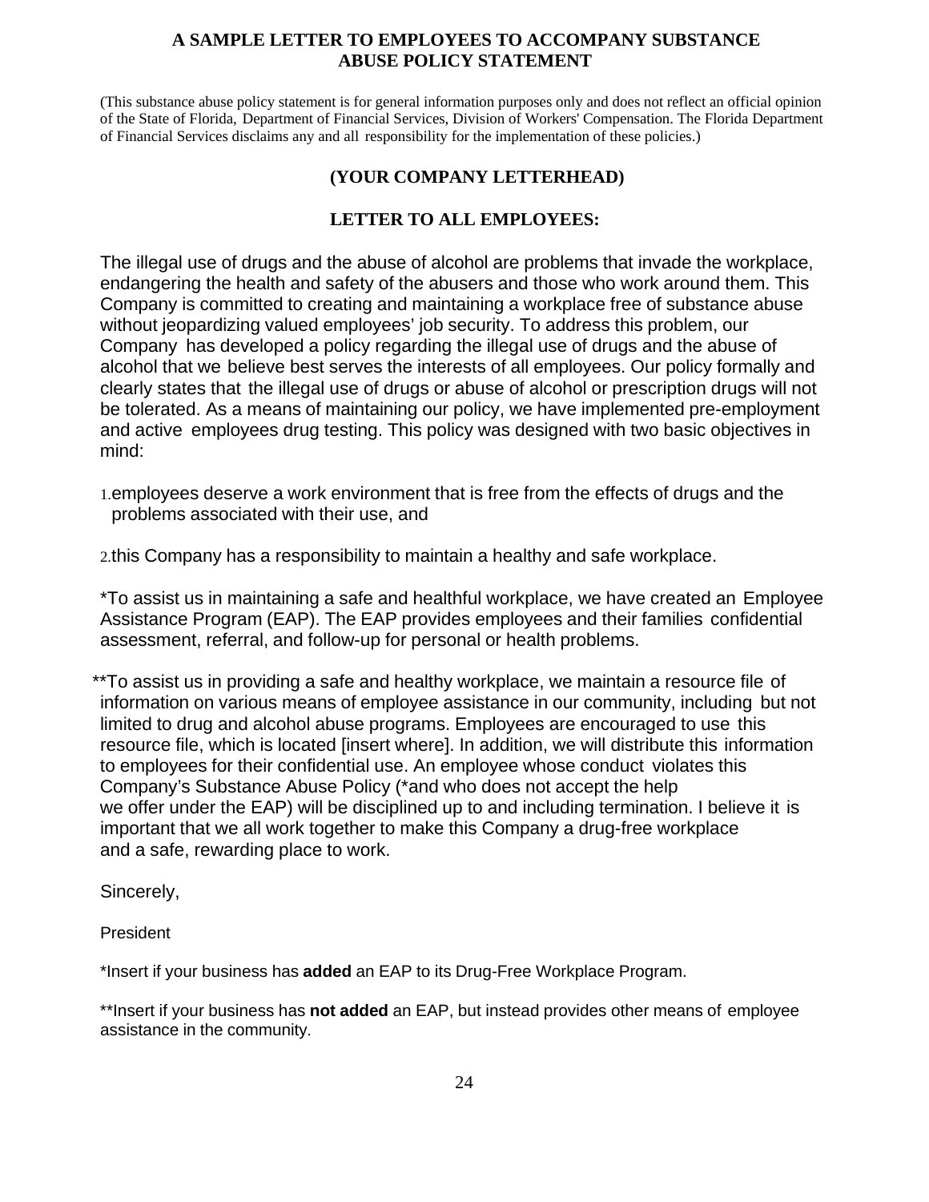# A SAMPLE LETTER TO EMPLOYEES TO ACCOMPANY SUBSTANCE ABUSE POLICY STATEMENT

(This substance abuse policy statement is for general information purposes only and does not reflect an official opinion of the State of Florida, Department of Financial Services, Division of Workers' Compensation. The Florida Department of Financial Services disclaims any and all responsibility for the implementation of these policies.)

**(YOUR COMPANY LETTERHEAD)**

**LETTER TO ALL EMPLOYEES:**

The illegal use of drugs and the abuse of alcohol are problems that invade the workplace, endangering the health and safety of the abusers and those who work around them. This Company is committed to creating and maintaining a workplace free of substance abuse without jeopardizing valued employees' job security. To address this problem, our Company has developed a policy regarding the illegal use of drugs and the abuse of alcohol that we believe best serves the interests of all employees. Our policy formally and clearly states that the illegal use of drugs or abuse of alcohol or prescription drugs will not be tolerated. As a means of maintaining our policy, we have implemented pre-employment and active employees drug testing. This policy was designed with two basic objectives in mind:

1. employees deserve a work environment that is free from the effects of drugs and the problems associated with their use, and

2. this Company has a responsibility to maintain a healthy and safe workplace.

*To assist us in maintaining a safe and healthful workplace, we have created an Employee Assistance Program (EAP). The EAP provides employees and their families confidential assessment, referral, and follow-up for personal or health problems.

**To assist us in providing a safe and healthy workplace, we maintain a resource file of information on various means of employee assistance in our community, including but not limited to drug and alcohol abuse programs. Employees are encouraged to use this resource file, which is located [insert where]. In addition, we will distribute this information to employees for their confidential use. An employee whose conduct violates this Company's Substance Abuse Policy (*and who does not accept the help we offer under the EAP) will be disciplined up to and including termination. I believe it is important that we all work together to make this Company a drug-free workplace and a safe, rewarding place to work.

Sincerely,

President

*Insert if your business has **added** an EAP to its Drug-Free Workplace Program.

**Insert if your business has **not added** an EAP, but instead provides other means of employee assistance in the community.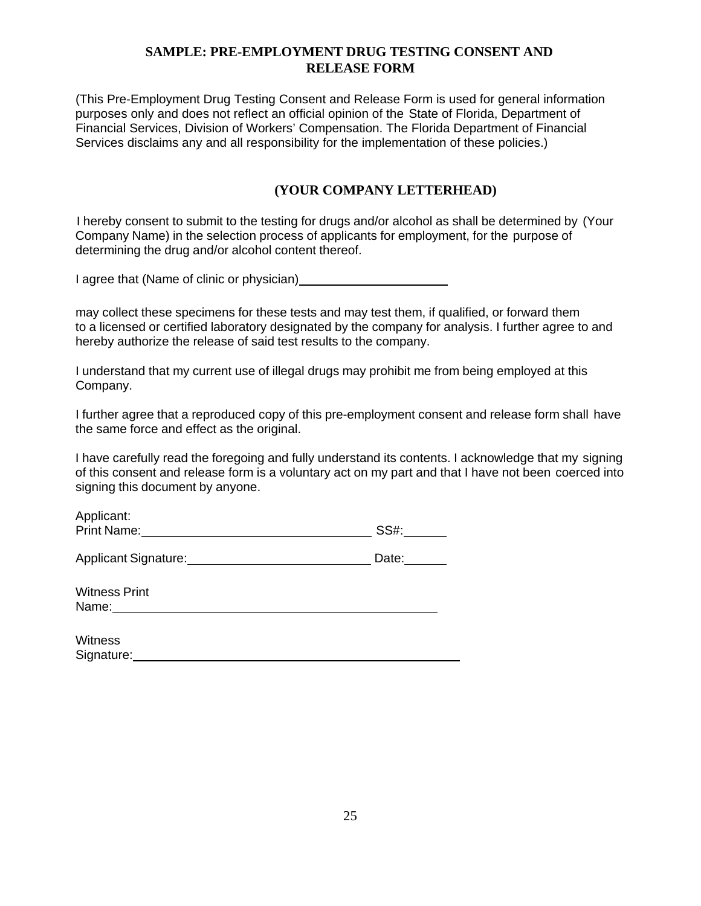## SAMPLE: PRE-EMPLOYMENT DRUG TESTING CONSENT AND RELEASE FORM

(This Pre-Employment Drug Testing Consent and Release Form is used for general information purposes only and does not reflect an official opinion of the State of Florida, Department of Financial Services, Division of Workers' Compensation. The Florida Department of Financial Services disclaims any and all responsibility for the implementation of these policies.)

### (YOUR COMPANY LETTERHEAD)

I hereby consent to submit to the testing for drugs and/or alcohol as shall be determined by (Your Company Name) in the selection process of applicants for employment, for the purpose of determining the drug and/or alcohol content thereof.

I agree that (Name of clinic or physician)______________________

may collect these specimens for these tests and may test them, if qualified, or forward them to a licensed or certified laboratory designated by the company for analysis. I further agree to and hereby authorize the release of said test results to the company.

I understand that my current use of illegal drugs may prohibit me from being employed at this Company.

I further agree that a reproduced copy of this pre-employment consent and release form shall have the same force and effect as the original.

I have carefully read the foregoing and fully understand its contents. I acknowledge that my signing of this consent and release form is a voluntary act on my part and that I have not been coerced into signing this document by anyone.

Applicant:
Print Name:________________________________ SS#:______

Applicant Signature:___________________________ Date:______

Witness Print
Name:_______________________________________________

Witness
Signature:_____________________________________________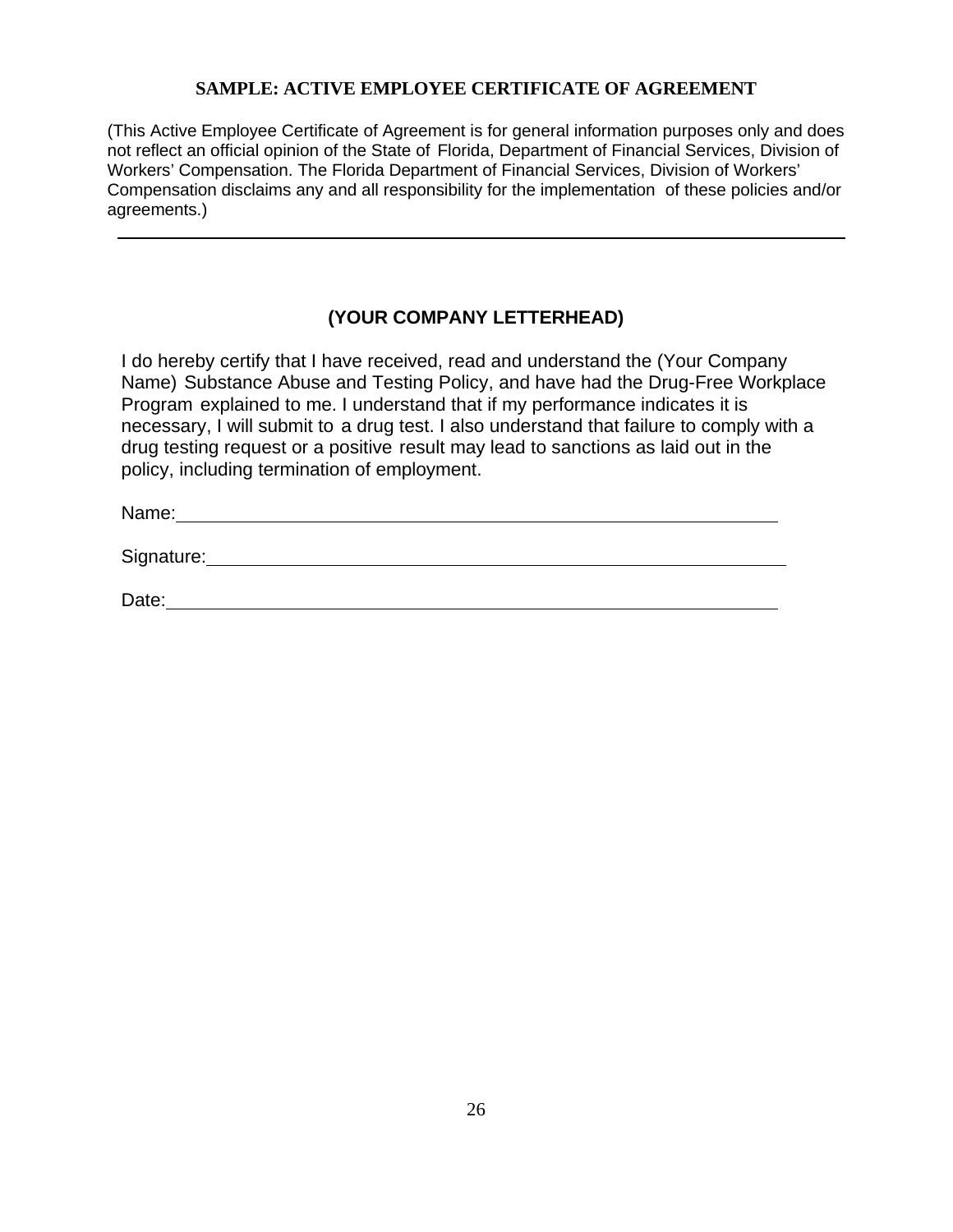**SAMPLE: ACTIVE EMPLOYEE CERTIFICATE OF AGREEMENT**

(This Active Employee Certificate of Agreement is for general information purposes only and does not reflect an official opinion of the State of Florida, Department of Financial Services, Division of Workers' Compensation. The Florida Department of Financial Services, Division of Workers' Compensation disclaims any and all responsibility for the implementation of these policies and/or agreements.)

---

**(YOUR COMPANY LETTERHEAD)**

I do hereby certify that I have received, read and understand the (Your Company Name) Substance Abuse and Testing Policy, and have had the Drug-Free Workplace Program explained to me. I understand that if my performance indicates it is necessary, I will submit to a drug test. I also understand that failure to comply with a drug testing request or a positive result may lead to sanctions as laid out in the policy, including termination of employment.

Name: ____________________________________________

Signature: ____________________________________________

Date: ____________________________________________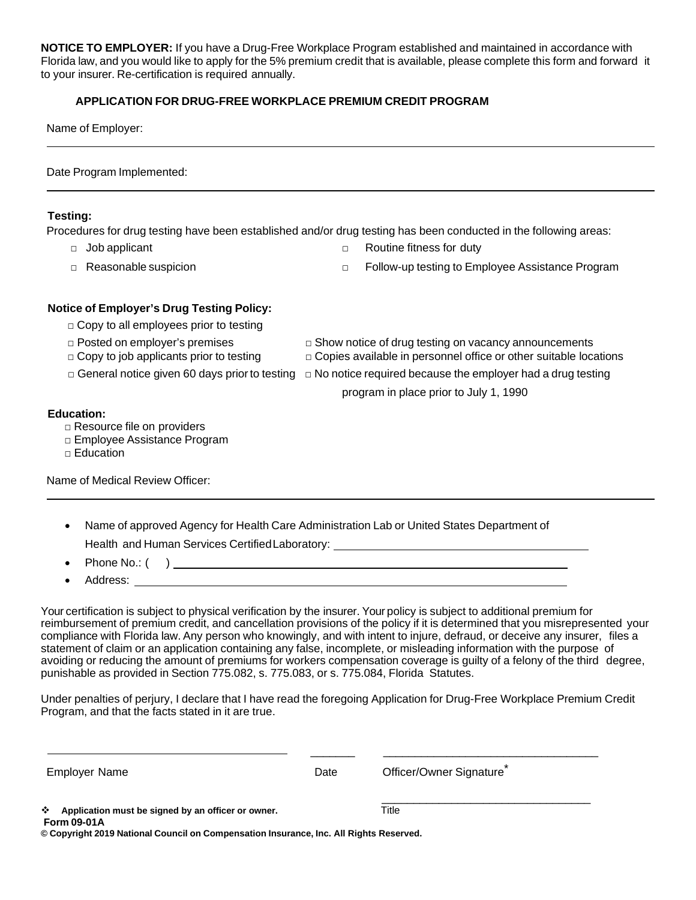**NOTICE TO EMPLOYER:** If you have a Drug-Free Workplace Program established and maintained in accordance with Florida law, and you would like to apply for the 5% premium credit that is available, please complete this form and forward it to your insurer. Re-certification is required annually.

## APPLICATION FOR DRUG-FREE WORKPLACE PREMIUM CREDIT PROGRAM

Name of Employer: ______________________________

Date Program Implemented: ______________________________

**Testing:**

Procedures for drug testing have been established and/or drug testing has been conducted in the following areas:

- □ Job applicant
- □ Routine fitness for duty
- □ Reasonable suspicion
- □ Follow-up testing to Employee Assistance Program

**Notice of Employer's Drug Testing Policy:**

- □ Copy to all employees prior to testing
- □ Posted on employer's premises
- □ Show notice of drug testing on vacancy announcements
- □ Copy to job applicants prior to testing
- □ Copies available in personnel office or other suitable locations
- □ General notice given 60 days prior to testing
- □ No notice required because the employer had a drug testing program in place prior to July 1, 1990

**Education:**

- □ Resource file on providers
- □ Employee Assistance Program
- □ Education

Name of Medical Review Officer: ______________________________

- Name of approved Agency for Health Care Administration Lab or United States Department of Health and Human Services Certified Laboratory: ______________________________
- Phone No.: (    ) ______________________________
- Address: ______________________________

Your certification is subject to physical verification by the insurer. Your policy is subject to additional premium for reimbursement of premium credit, and cancellation provisions of the policy if it is determined that you misrepresented your compliance with Florida law. Any person who knowingly, and with intent to injure, defraud, or deceive any insurer, files a statement of claim or an application containing any false, incomplete, or misleading information with the purpose of avoiding or reducing the amount of premiums for workers compensation coverage is guilty of a felony of the third degree, punishable as provided in Section 775.082, s. 775.083, or s. 775.084, Florida Statutes.

Under penalties of perjury, I declare that I have read the foregoing Application for Drug-Free Workplace Premium Credit Program, and that the facts stated in it are true.

______________________________ Employer Name

________ Date

______________________________ Officer/Owner Signature*

______________________________ Title

❖ **Application must be signed by an officer or owner.**

**Form 09-01A**

**© Copyright 2019 National Council on Compensation Insurance, Inc. All Rights Reserved.**